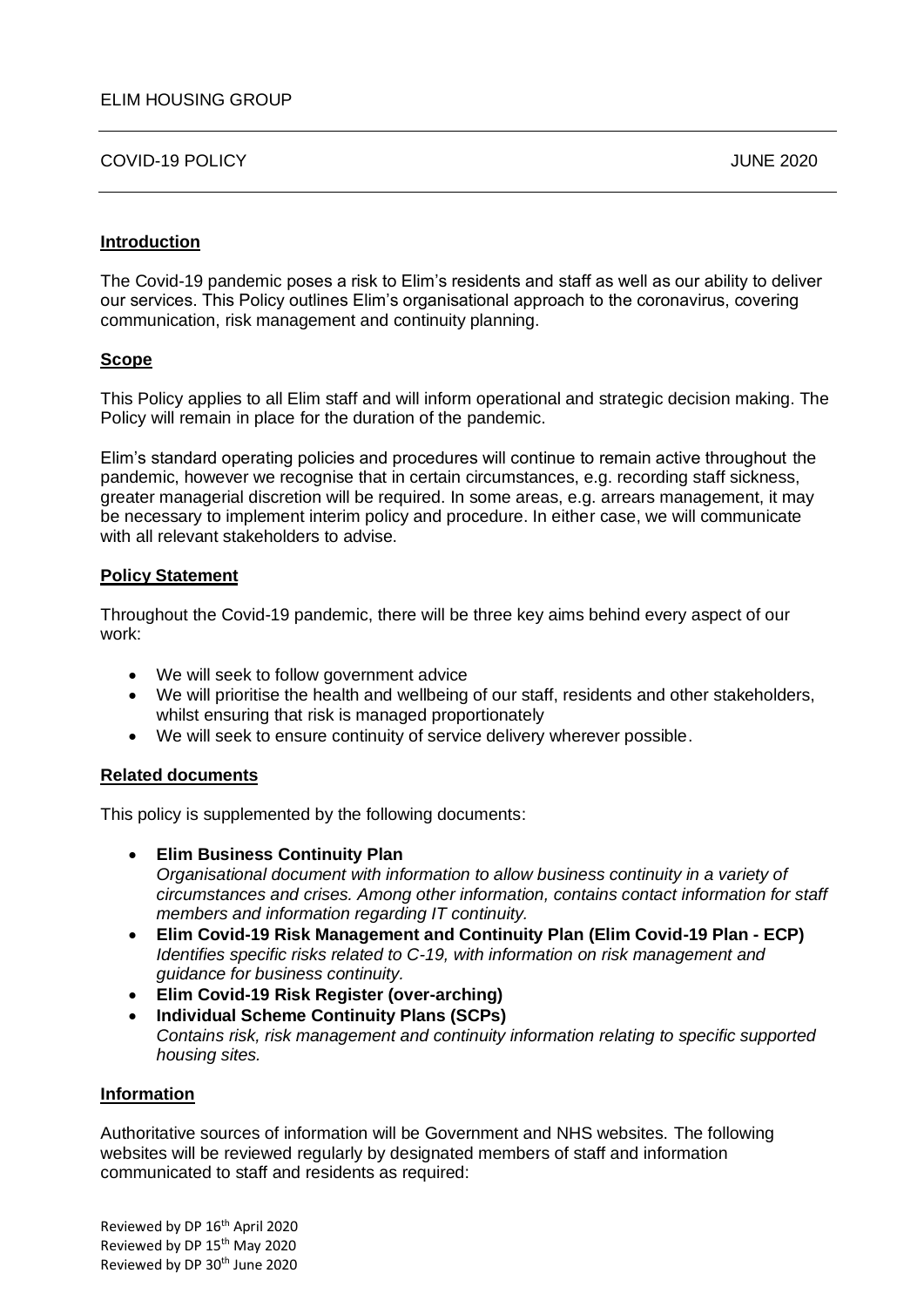ELIM HOUSING GROUP

COVID-19 POLICY JUNE 2020

---

**Introduction**

The Covid-19 pandemic poses a risk to Elim's residents and staff as well as our ability to deliver our services. This Policy outlines Elim's organisational approach to the coronavirus, covering communication, risk management and continuity planning.

**Scope**

This Policy applies to all Elim staff and will inform operational and strategic decision making. The Policy will remain in place for the duration of the pandemic.

Elim's standard operating policies and procedures will continue to remain active throughout the pandemic, however we recognise that in certain circumstances, e.g. recording staff sickness, greater managerial discretion will be required. In some areas, e.g. arrears management, it may be necessary to implement interim policy and procedure. In either case, we will communicate with all relevant stakeholders to advise.

**Policy Statement**

Throughout the Covid-19 pandemic, there will be three key aims behind every aspect of our work:

- We will seek to follow government advice
- We will prioritise the health and wellbeing of our staff, residents and other stakeholders, whilst ensuring that risk is managed proportionately
- We will seek to ensure continuity of service delivery wherever possible.

**Related documents**

This policy is supplemented by the following documents:

- **Elim Business Continuity Plan**
  *Organisational document with information to allow business continuity in a variety of circumstances and crises. Among other information, contains contact information for staff members and information regarding IT continuity.*
- **Elim Covid-19 Risk Management and Continuity Plan (Elim Covid-19 Plan - ECP)**
  *Identifies specific risks related to C-19, with information on risk management and guidance for business continuity.*
- **Elim Covid-19 Risk Register (over-arching)**
- **Individual Scheme Continuity Plans (SCPs)**
  *Contains risk, risk management and continuity information relating to specific supported housing sites.*

**Information**

Authoritative sources of information will be Government and NHS websites. The following websites will be reviewed regularly by designated members of staff and information communicated to staff and residents as required:

Reviewed by DP 16th April 2020
Reviewed by DP 15th May 2020
Reviewed by DP 30th June 2020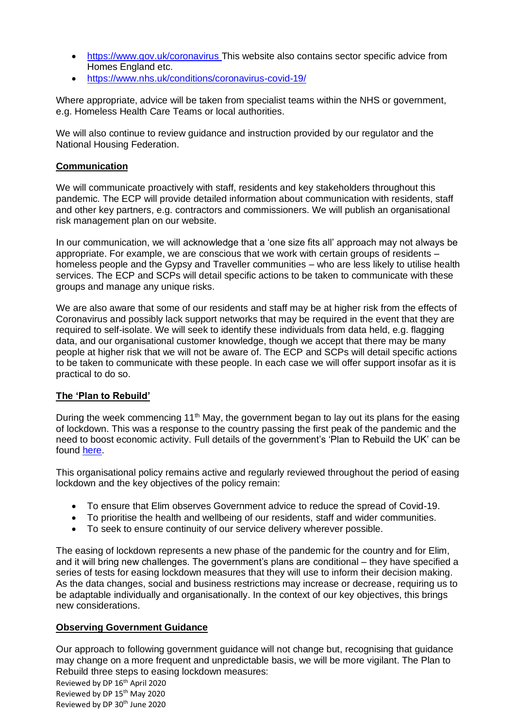- https://www.gov.uk/coronavirus This website also contains sector specific advice from Homes England etc.
- https://www.nhs.uk/conditions/coronavirus-covid-19/

Where appropriate, advice will be taken from specialist teams within the NHS or government, e.g. Homeless Health Care Teams or local authorities.

We will also continue to review guidance and instruction provided by our regulator and the National Housing Federation.

**Communication**

We will communicate proactively with staff, residents and key stakeholders throughout this pandemic. The ECP will provide detailed information about communication with residents, staff and other key partners, e.g. contractors and commissioners. We will publish an organisational risk management plan on our website.

In our communication, we will acknowledge that a 'one size fits all' approach may not always be appropriate. For example, we are conscious that we work with certain groups of residents – homeless people and the Gypsy and Traveller communities – who are less likely to utilise health services. The ECP and SCPs will detail specific actions to be taken to communicate with these groups and manage any unique risks.

We are also aware that some of our residents and staff may be at higher risk from the effects of Coronavirus and possibly lack support networks that may be required in the event that they are required to self-isolate. We will seek to identify these individuals from data held, e.g. flagging data, and our organisational customer knowledge, though we accept that there may be many people at higher risk that we will not be aware of. The ECP and SCPs will detail specific actions to be taken to communicate with these people. In each case we will offer support insofar as it is practical to do so.

**The 'Plan to Rebuild'**

During the week commencing 11th May, the government began to lay out its plans for the easing of lockdown. This was a response to the country passing the first peak of the pandemic and the need to boost economic activity. Full details of the government's 'Plan to Rebuild the UK' can be found here.

This organisational policy remains active and regularly reviewed throughout the period of easing lockdown and the key objectives of the policy remain:

- To ensure that Elim observes Government advice to reduce the spread of Covid-19.
- To prioritise the health and wellbeing of our residents, staff and wider communities.
- To seek to ensure continuity of our service delivery wherever possible.

The easing of lockdown represents a new phase of the pandemic for the country and for Elim, and it will bring new challenges. The government's plans are conditional – they have specified a series of tests for easing lockdown measures that they will use to inform their decision making. As the data changes, social and business restrictions may increase or decrease, requiring us to be adaptable individually and organisationally. In the context of our key objectives, this brings new considerations.

**Observing Government Guidance**

Our approach to following government guidance will not change but, recognising that guidance may change on a more frequent and unpredictable basis, we will be more vigilant. The Plan to Rebuild three steps to easing lockdown measures:

Reviewed by DP 16th April 2020
Reviewed by DP 15th May 2020
Reviewed by DP 30th June 2020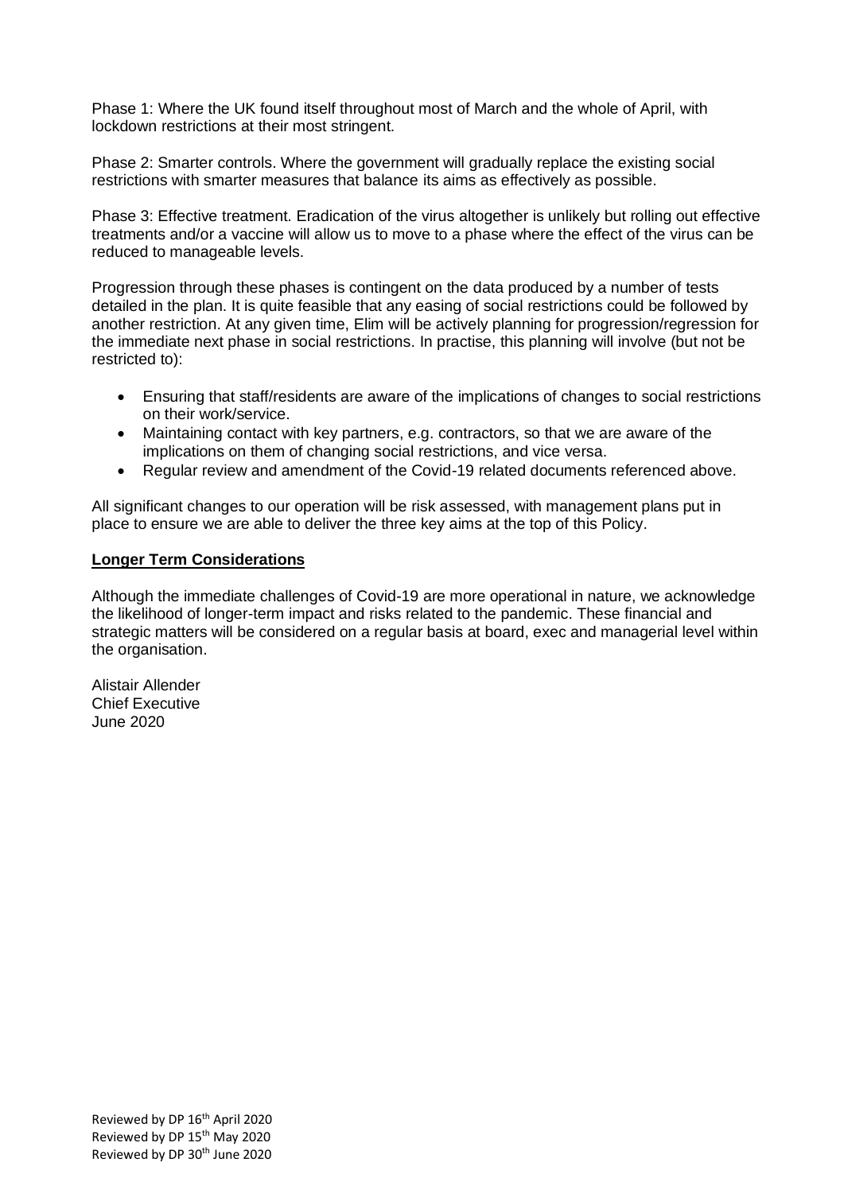Phase 1: Where the UK found itself throughout most of March and the whole of April, with lockdown restrictions at their most stringent.

Phase 2: Smarter controls. Where the government will gradually replace the existing social restrictions with smarter measures that balance its aims as effectively as possible.

Phase 3: Effective treatment. Eradication of the virus altogether is unlikely but rolling out effective treatments and/or a vaccine will allow us to move to a phase where the effect of the virus can be reduced to manageable levels.

Progression through these phases is contingent on the data produced by a number of tests detailed in the plan. It is quite feasible that any easing of social restrictions could be followed by another restriction. At any given time, Elim will be actively planning for progression/regression for the immediate next phase in social restrictions. In practise, this planning will involve (but not be restricted to):

- Ensuring that staff/residents are aware of the implications of changes to social restrictions on their work/service.
- Maintaining contact with key partners, e.g. contractors, so that we are aware of the implications on them of changing social restrictions, and vice versa.
- Regular review and amendment of the Covid-19 related documents referenced above.

All significant changes to our operation will be risk assessed, with management plans put in place to ensure we are able to deliver the three key aims at the top of this Policy.

## Longer Term Considerations

Although the immediate challenges of Covid-19 are more operational in nature, we acknowledge the likelihood of longer-term impact and risks related to the pandemic. These financial and strategic matters will be considered on a regular basis at board, exec and managerial level within the organisation.

Alistair Allender
Chief Executive
June 2020

Reviewed by DP 16th April 2020
Reviewed by DP 15th May 2020
Reviewed by DP 30th June 2020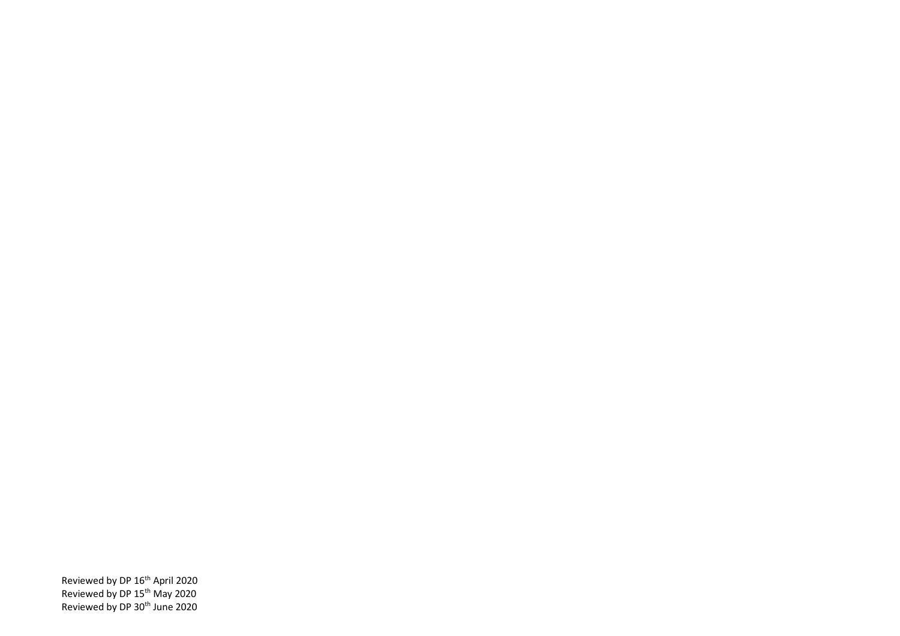Reviewed by DP 16th April 2020
Reviewed by DP 15th May 2020
Reviewed by DP 30th June 2020